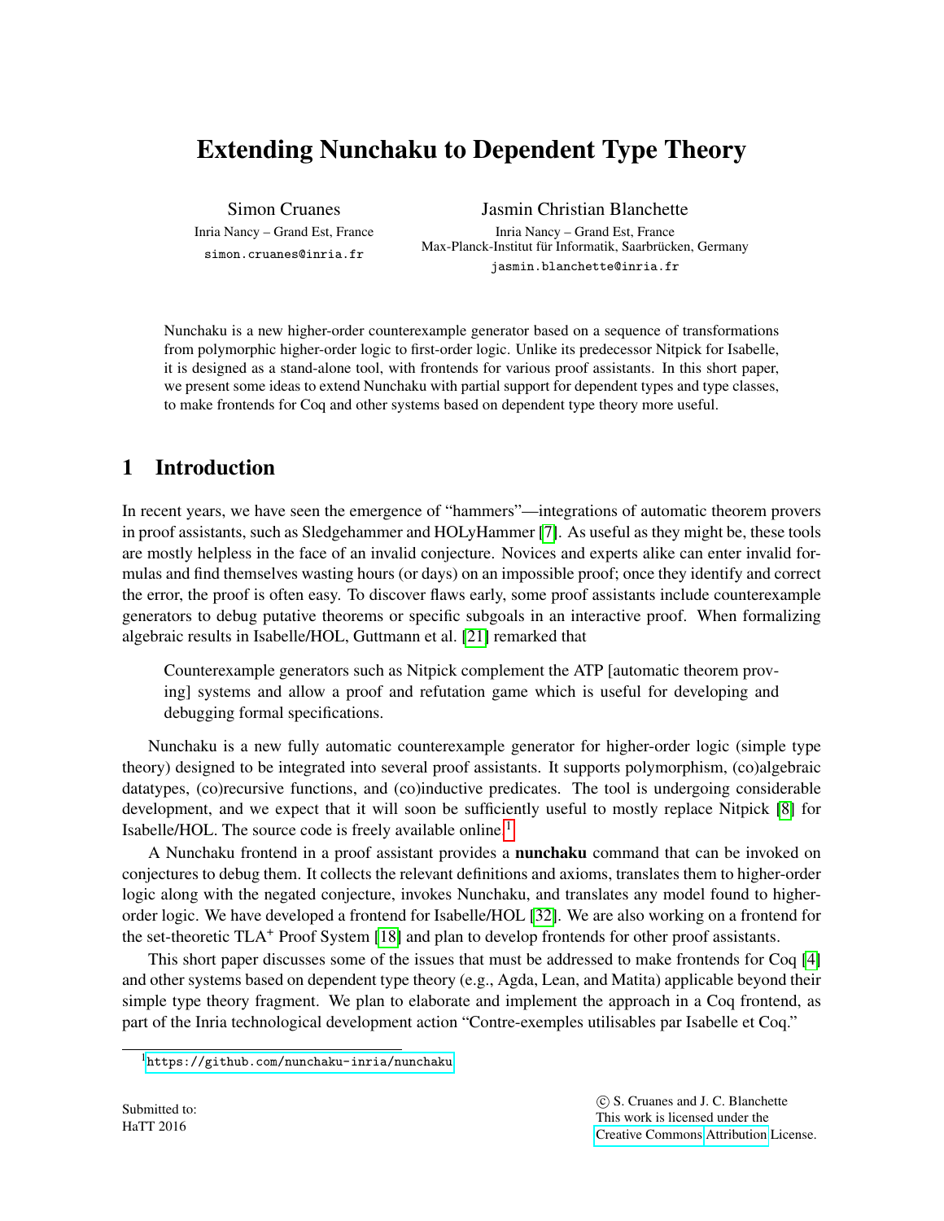# Extending Nunchaku to Dependent Type Theory

Simon Cruanes
Inria Nancy – Grand Est, France
simon.cruanes@inria.fr

Jasmin Christian Blanchette
Inria Nancy – Grand Est, France
Max-Planck-Institut für Informatik, Saarbrücken, Germany
jasmin.blanchette@inria.fr

Nunchaku is a new higher-order counterexample generator based on a sequence of transformations from polymorphic higher-order logic to first-order logic. Unlike its predecessor Nitpick for Isabelle, it is designed as a stand-alone tool, with frontends for various proof assistants. In this short paper, we present some ideas to extend Nunchaku with partial support for dependent types and type classes, to make frontends for Coq and other systems based on dependent type theory more useful.

## 1 Introduction

In recent years, we have seen the emergence of "hammers"—integrations of automatic theorem provers in proof assistants, such as Sledgehammer and HOLyHammer [7]. As useful as they might be, these tools are mostly helpless in the face of an invalid conjecture. Novices and experts alike can enter invalid formulas and find themselves wasting hours (or days) on an impossible proof; once they identify and correct the error, the proof is often easy. To discover flaws early, some proof assistants include counterexample generators to debug putative theorems or specific subgoals in an interactive proof. When formalizing algebraic results in Isabelle/HOL, Guttmann et al. [21] remarked that

> Counterexample generators such as Nitpick complement the ATP [automatic theorem proving] systems and allow a proof and refutation game which is useful for developing and debugging formal specifications.

Nunchaku is a new fully automatic counterexample generator for higher-order logic (simple type theory) designed to be integrated into several proof assistants. It supports polymorphism, (co)algebraic datatypes, (co)recursive functions, and (co)inductive predicates. The tool is undergoing considerable development, and we expect that it will soon be sufficiently useful to mostly replace Nitpick [8] for Isabelle/HOL. The source code is freely available online.[1]

A Nunchaku frontend in a proof assistant provides a **nunchaku** command that can be invoked on conjectures to debug them. It collects the relevant definitions and axioms, translates them to higher-order logic along with the negated conjecture, invokes Nunchaku, and translates any model found to higher-order logic. We have developed a frontend for Isabelle/HOL [32]. We are also working on a frontend for the set-theoretic TLA+ Proof System [18] and plan to develop frontends for other proof assistants.

This short paper discusses some of the issues that must be addressed to make frontends for Coq [4] and other systems based on dependent type theory (e.g., Agda, Lean, and Matita) applicable beyond their simple type theory fragment. We plan to elaborate and implement the approach in a Coq frontend, as part of the Inria technological development action "Contre-exemples utilisables par Isabelle et Coq."

[1] https://github.com/nunchaku-inria/nunchaku

Submitted to:
HaTT 2016

© S. Cruanes and J. C. Blanchette
This work is licensed under the
Creative Commons Attribution License.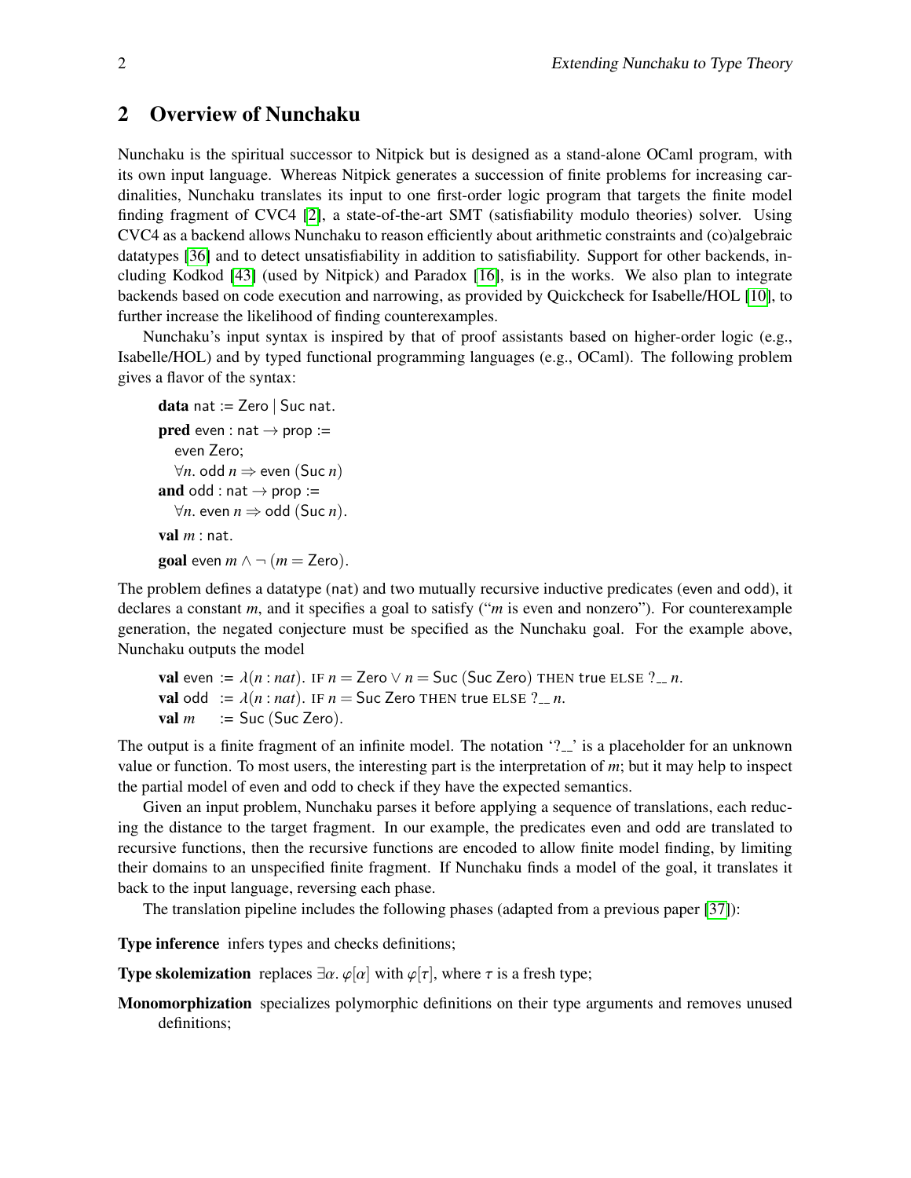## 2 Overview of Nunchaku

Nunchaku is the spiritual successor to Nitpick but is designed as a stand-alone OCaml program, with its own input language. Whereas Nitpick generates a succession of finite problems for increasing cardinalities, Nunchaku translates its input to one first-order logic program that targets the finite model finding fragment of CVC4 [2], a state-of-the-art SMT (satisfiability modulo theories) solver. Using CVC4 as a backend allows Nunchaku to reason efficiently about arithmetic constraints and (co)algebraic datatypes [36] and to detect unsatisfiability in addition to satisfiability. Support for other backends, including Kodkod [43] (used by Nitpick) and Paradox [16], is in the works. We also plan to integrate backends based on code execution and narrowing, as provided by Quickcheck for Isabelle/HOL [10], to further increase the likelihood of finding counterexamples.

Nunchaku's input syntax is inspired by that of proof assistants based on higher-order logic (e.g., Isabelle/HOL) and by typed functional programming languages (e.g., OCaml). The following problem gives a flavor of the syntax:

> **data** $\mathsf{nat} := \mathsf{Zero} \mid \mathsf{Suc}\ \mathsf{nat}.$
>
> **pred** $\mathsf{even} : \mathsf{nat} \to \mathsf{prop} :=$
>
> $\quad \mathsf{even}\ \mathsf{Zero};$
>
> $\quad \forall n.\ \mathsf{odd}\ n \Rightarrow \mathsf{even}\ (\mathsf{Suc}\ n)$
>
> **and** $\mathsf{odd} : \mathsf{nat} \to \mathsf{prop} :=$
>
> $\quad \forall n.\ \mathsf{even}\ n \Rightarrow \mathsf{odd}\ (\mathsf{Suc}\ n).$
>
> **val** $m : \mathsf{nat}.$
>
> **goal** $\mathsf{even}\ m \wedge \neg\ (m = \mathsf{Zero}).$

The problem defines a datatype (nat) and two mutually recursive inductive predicates (even and odd), it declares a constant $m$, and it specifies a goal to satisfy ("$m$ is even and nonzero"). For counterexample generation, the negated conjecture must be specified as the Nunchaku goal. For the example above, Nunchaku outputs the model

> **val** $\mathsf{even} := \lambda(n : nat).\ \text{IF}\ n = \mathsf{Zero} \vee n = \mathsf{Suc}\ (\mathsf{Suc}\ \mathsf{Zero})\ \text{THEN}\ \mathsf{true}\ \text{ELSE}\ ?\_\_\ n.$
>
> **val** $\mathsf{odd} := \lambda(n : nat).\ \text{IF}\ n = \mathsf{Suc}\ \mathsf{Zero}\ \text{THEN}\ \mathsf{true}\ \text{ELSE}\ ?\_\_\ n.$
>
> **val** $m := \mathsf{Suc}\ (\mathsf{Suc}\ \mathsf{Zero}).$

The output is a finite fragment of an infinite model. The notation '?__' is a placeholder for an unknown value or function. To most users, the interesting part is the interpretation of $m$; but it may help to inspect the partial model of even and odd to check if they have the expected semantics.

Given an input problem, Nunchaku parses it before applying a sequence of translations, each reducing the distance to the target fragment. In our example, the predicates even and odd are translated to recursive functions, then the recursive functions are encoded to allow finite model finding, by limiting their domains to an unspecified finite fragment. If Nunchaku finds a model of the goal, it translates it back to the input language, reversing each phase.

The translation pipeline includes the following phases (adapted from a previous paper [37]):

**Type inference** infers types and checks definitions;

**Type skolemization** replaces $\exists\alpha.\ \varphi[\alpha]$ with $\varphi[\tau]$, where $\tau$ is a fresh type;

**Monomorphization** specializes polymorphic definitions on their type arguments and removes unused definitions;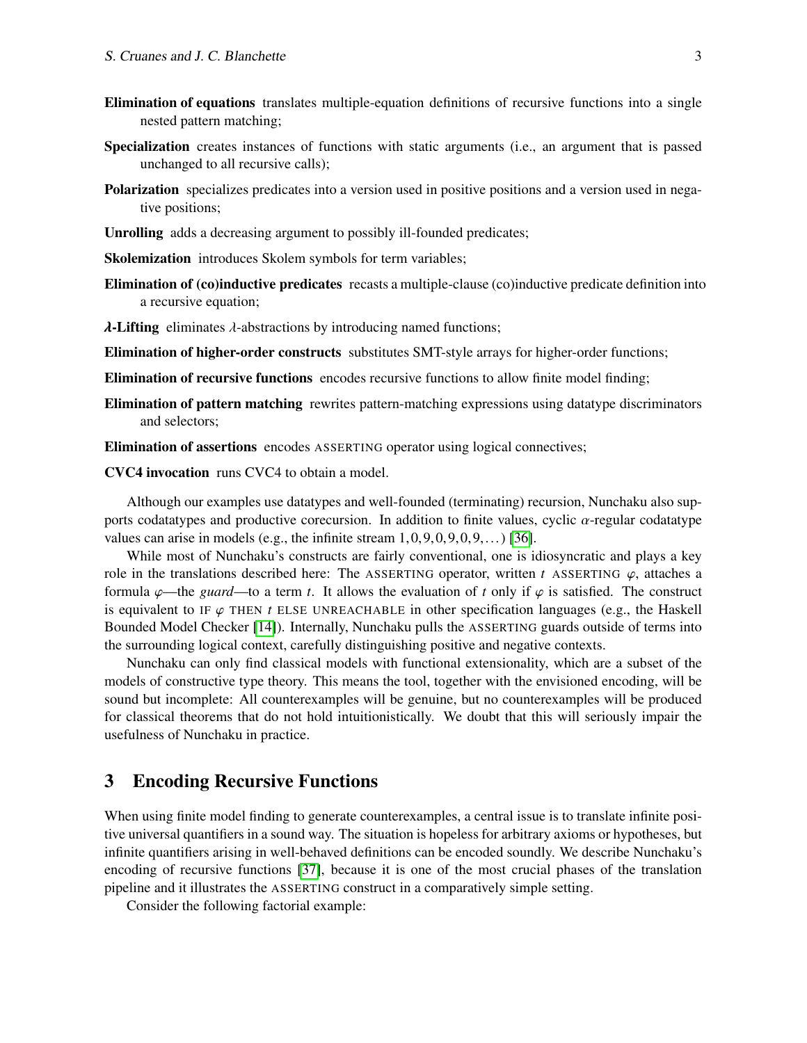**Elimination of equations** translates multiple-equation definitions of recursive functions into a single nested pattern matching;

**Specialization** creates instances of functions with static arguments (i.e., an argument that is passed unchanged to all recursive calls);

**Polarization** specializes predicates into a version used in positive positions and a version used in negative positions;

**Unrolling** adds a decreasing argument to possibly ill-founded predicates;

**Skolemization** introduces Skolem symbols for term variables;

**Elimination of (co)inductive predicates** recasts a multiple-clause (co)inductive predicate definition into a recursive equation;

**$\lambda$-Lifting** eliminates $\lambda$-abstractions by introducing named functions;

**Elimination of higher-order constructs** substitutes SMT-style arrays for higher-order functions;

**Elimination of recursive functions** encodes recursive functions to allow finite model finding;

**Elimination of pattern matching** rewrites pattern-matching expressions using datatype discriminators and selectors;

**Elimination of assertions** encodes ASSERTING operator using logical connectives;

**CVC4 invocation** runs CVC4 to obtain a model.

Although our examples use datatypes and well-founded (terminating) recursion, Nunchaku also supports codatatypes and productive corecursion. In addition to finite values, cyclic $\alpha$-regular codatatype values can arise in models (e.g., the infinite stream $1,0,9,0,9,0,9,\dots$) [36].

While most of Nunchaku's constructs are fairly conventional, one is idiosyncratic and plays a key role in the translations described here: The ASSERTING operator, written $t$ ASSERTING $\varphi$, attaches a formula $\varphi$—the *guard*—to a term $t$. It allows the evaluation of $t$ only if $\varphi$ is satisfied. The construct is equivalent to IF $\varphi$ THEN $t$ ELSE UNREACHABLE in other specification languages (e.g., the Haskell Bounded Model Checker [14]). Internally, Nunchaku pulls the ASSERTING guards outside of terms into the surrounding logical context, carefully distinguishing positive and negative contexts.

Nunchaku can only find classical models with functional extensionality, which are a subset of the models of constructive type theory. This means the tool, together with the envisioned encoding, will be sound but incomplete: All counterexamples will be genuine, but no counterexamples will be produced for classical theorems that do not hold intuitionistically. We doubt that this will seriously impair the usefulness of Nunchaku in practice.

## 3 Encoding Recursive Functions

When using finite model finding to generate counterexamples, a central issue is to translate infinite positive universal quantifiers in a sound way. The situation is hopeless for arbitrary axioms or hypotheses, but infinite quantifiers arising in well-behaved definitions can be encoded soundly. We describe Nunchaku's encoding of recursive functions [37], because it is one of the most crucial phases of the translation pipeline and it illustrates the ASSERTING construct in a comparatively simple setting.

Consider the following factorial example: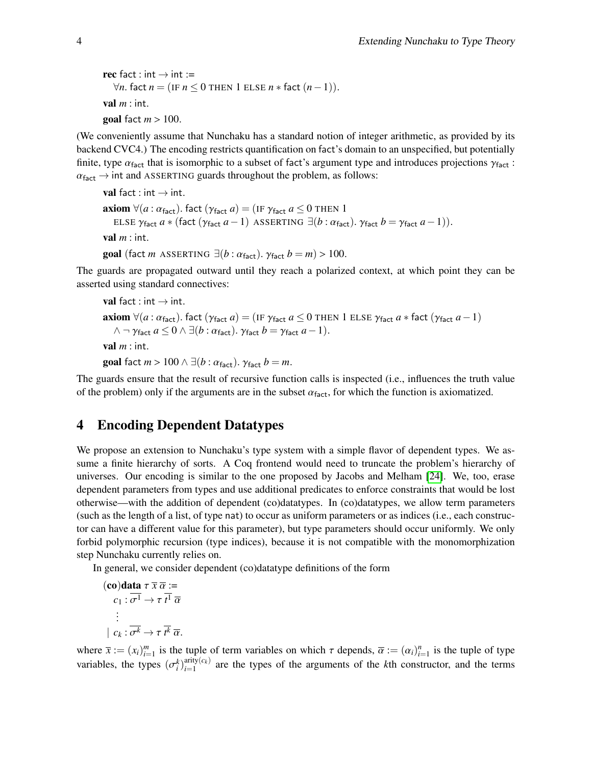**rec** fact : int $\to$ int :=
  $\forall n.$ fact $n = (\text{IF } n \le 0 \text{ THEN } 1 \text{ ELSE } n * \mathsf{fact}\ (n-1)).$

**val** $m$ : int.

**goal** fact $m > 100$.

(We conveniently assume that Nunchaku has a standard notion of integer arithmetic, as provided by its backend CVC4.) The encoding restricts quantification on fact's domain to an unspecified, but potentially finite, type $\alpha_{\mathsf{fact}}$ that is isomorphic to a subset of fact's argument type and introduces projections $\gamma_{\mathsf{fact}} : \alpha_{\mathsf{fact}} \to \mathsf{int}$ and ASSERTING guards throughout the problem, as follows:

**val** fact : int $\to$ int.

**axiom** $\forall (a : \alpha_{\mathsf{fact}}).\ \mathsf{fact}\ (\gamma_{\mathsf{fact}}\ a) = (\text{IF } \gamma_{\mathsf{fact}}\ a \le 0 \text{ THEN } 1$
  $\text{ELSE } \gamma_{\mathsf{fact}}\ a * (\mathsf{fact}\ (\gamma_{\mathsf{fact}}\ a - 1) \text{ ASSERTING } \exists (b : \alpha_{\mathsf{fact}}).\ \gamma_{\mathsf{fact}}\ b = \gamma_{\mathsf{fact}}\ a - 1)).$

**val** $m$ : int.

**goal** $(\mathsf{fact}\ m \text{ ASSERTING } \exists (b : \alpha_{\mathsf{fact}}).\ \gamma_{\mathsf{fact}}\ b = m) > 100.$

The guards are propagated outward until they reach a polarized context, at which point they can be asserted using standard connectives:

**val** fact : int $\to$ int.

**axiom** $\forall (a : \alpha_{\mathsf{fact}}).\ \mathsf{fact}\ (\gamma_{\mathsf{fact}}\ a) = (\text{IF } \gamma_{\mathsf{fact}}\ a \le 0 \text{ THEN } 1 \text{ ELSE } \gamma_{\mathsf{fact}}\ a * \mathsf{fact}\ (\gamma_{\mathsf{fact}}\ a - 1)$
  $\wedge \neg\, \gamma_{\mathsf{fact}}\ a \le 0 \wedge \exists (b : \alpha_{\mathsf{fact}}).\ \gamma_{\mathsf{fact}}\ b = \gamma_{\mathsf{fact}}\ a - 1).$

**val** $m$ : int.

**goal** $\mathsf{fact}\ m > 100 \wedge \exists (b : \alpha_{\mathsf{fact}}).\ \gamma_{\mathsf{fact}}\ b = m.$

The guards ensure that the result of recursive function calls is inspected (i.e., influences the truth value of the problem) only if the arguments are in the subset $\alpha_{\mathsf{fact}}$, for which the function is axiomatized.

## 4 Encoding Dependent Datatypes

We propose an extension to Nunchaku's type system with a simple flavor of dependent types. We assume a finite hierarchy of sorts. A Coq frontend would need to truncate the problem's hierarchy of universes. Our encoding is similar to the one proposed by Jacobs and Melham [24]. We, too, erase dependent parameters from types and use additional predicates to enforce constraints that would be lost otherwise—with the addition of dependent (co)datatypes. In (co)datatypes, we allow term parameters (such as the length of a list, of type nat) to occur as uniform parameters or as indices (i.e., each constructor can have a different value for this parameter), but type parameters should occur uniformly. We only forbid polymorphic recursion (type indices), because it is not compatible with the monomorphization step Nunchaku currently relies on.

In general, we consider dependent (co)datatype definitions of the form

$$
\begin{aligned}
&(\textbf{co})\textbf{data}\ \tau\ \overline{x}\ \overline{\alpha} := \\
&\quad c_1 : \overline{\sigma^1} \to \tau\ \overline{t^1}\ \overline{\alpha} \\
&\quad \vdots \\
&\mid\ c_k : \overline{\sigma^k} \to \tau\ \overline{t^k}\ \overline{\alpha}.
\end{aligned}
$$

where $\overline{x} := (x_i)_{i=1}^m$ is the tuple of term variables on which $\tau$ depends, $\overline{\alpha} := (\alpha_i)_{i=1}^n$ is the tuple of type variables, the types $(\sigma_i^k)_{i=1}^{\mathrm{arity}(c_k)}$ are the types of the arguments of the $k$th constructor, and the terms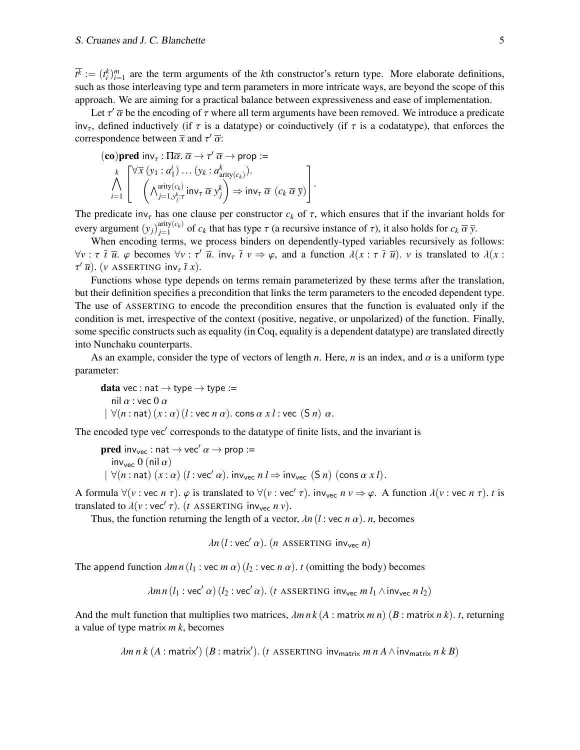$\overline{t^k} := (t_i^k)_{i=1}^m$ are the term arguments of the $k$th constructor's return type. More elaborate definitions, such as those interleaving type and term parameters in more intricate ways, are beyond the scope of this approach. We are aiming for a practical balance between expressiveness and ease of implementation.

Let $\tau'\ \overline{\alpha}$ be the encoding of $\tau$ where all term arguments have been removed. We introduce a predicate $\mathsf{inv}_\tau$, defined inductively (if $\tau$ is a datatype) or coinductively (if $\tau$ is a codatatype), that enforces the correspondence between $\overline{x}$ and $\tau'\ \overline{\alpha}$:

$$
\begin{array}{l}
\textbf{(co)pred}\ \mathsf{inv}_\tau : \Pi\overline{\alpha}.\ \overline{\alpha} \to \tau'\ \overline{\alpha} \to \mathsf{prop} := \\
\displaystyle\bigwedge_{i=1}^{k} \left[ \begin{array}{l} \forall \overline{x}\ (y_1 : a_1^i) \ldots (y_k : a^k_{\mathrm{arity}(c_k)}). \\ \left( \bigwedge_{j=1, y_j^k : \tau}^{\mathrm{arity}(c_k)} \mathsf{inv}_\tau\ \overline{\alpha}\ y_j^k \right) \Rightarrow \mathsf{inv}_\tau\ \overline{\alpha}\ (c_k\ \overline{\alpha}\ \overline{y}) \end{array} \right].
\end{array}
$$

The predicate $\mathsf{inv}_\tau$ has one clause per constructor $c_k$ of $\tau$, which ensures that if the invariant holds for every argument $(y_j)_{j=1}^{\mathrm{arity}(c_k)}$ of $c_k$ that has type $\tau$ (a recursive instance of $\tau$), it also holds for $c_k\ \overline{\alpha}\ \overline{y}$.

When encoding terms, we process binders on dependently-typed variables recursively as follows: $\forall v : \tau\ \bar{t}\ \overline{u}.\ \varphi$ becomes $\forall v : \tau'\ \overline{u}.\ \mathsf{inv}_\tau\ \bar{t}\ v \Rightarrow \varphi$, and a function $\lambda(x : \tau\ \bar{t}\ \overline{u}).\ v$ is translated to $\lambda(x : \tau'\ \overline{u}).\ (v\ \text{ASSERTING}\ \mathsf{inv}_\tau\ \bar{t}\ x)$.

Functions whose type depends on terms remain parameterized by these terms after the translation, but their definition specifies a precondition that links the term parameters to the encoded dependent type. The use of ASSERTING to encode the precondition ensures that the function is evaluated only if the condition is met, irrespective of the context (positive, negative, or unpolarized) of the function. Finally, some specific constructs such as equality (in Coq, equality is a dependent datatype) are translated directly into Nunchaku counterparts.

As an example, consider the type of vectors of length $n$. Here, $n$ is an index, and $\alpha$ is a uniform type parameter:

$$
\begin{array}{l}
\textbf{data}\ \mathsf{vec} : \mathsf{nat} \to \mathsf{type} \to \mathsf{type} := \\
\quad \mathsf{nil}\ \alpha : \mathsf{vec}\ 0\ \alpha \\
\mid \forall (n : \mathsf{nat})\ (x : \alpha)\ (l : \mathsf{vec}\ n\ \alpha).\ \mathsf{cons}\ \alpha\ x\ l : \mathsf{vec}\ (\mathsf{S}\ n)\ \alpha.
\end{array}
$$

The encoded type $\mathsf{vec}'$ corresponds to the datatype of finite lists, and the invariant is

$$
\begin{array}{l}
\textbf{pred}\ \mathsf{inv}_{\mathsf{vec}} : \mathsf{nat} \to \mathsf{vec}'\ \alpha \to \mathsf{prop} := \\
\quad \mathsf{inv}_{\mathsf{vec}}\ 0\ (\mathsf{nil}\ \alpha) \\
\mid \forall (n : \mathsf{nat})\ (x : \alpha)\ (l : \mathsf{vec}'\ \alpha).\ \mathsf{inv}_{\mathsf{vec}}\ n\ l \Rightarrow \mathsf{inv}_{\mathsf{vec}}\ (\mathsf{S}\ n)\ (\mathsf{cons}\ \alpha\ x\ l).
\end{array}
$$

A formula $\forall (v : \mathsf{vec}\ n\ \tau).\ \varphi$ is translated to $\forall (v : \mathsf{vec}'\ \tau).\ \mathsf{inv}_{\mathsf{vec}}\ n\ v \Rightarrow \varphi$. A function $\lambda (v : \mathsf{vec}\ n\ \tau).\ t$ is translated to $\lambda (v : \mathsf{vec}'\ \tau).\ (t\ \text{ASSERTING}\ \mathsf{inv}_{\mathsf{vec}}\ n\ v)$.

Thus, the function returning the length of a vector, $\lambda n\ (l : \mathsf{vec}\ n\ \alpha).\ n$, becomes

$$\lambda n\ (l : \mathsf{vec}'\ \alpha).\ (n\ \text{ASSERTING}\ \mathsf{inv}_{\mathsf{vec}}\ n)$$

The append function $\lambda m\, n\ (l_1 : \mathsf{vec}\ m\ \alpha)\ (l_2 : \mathsf{vec}\ n\ \alpha).\ t$ (omitting the body) becomes

$$\lambda m\, n\ (l_1 : \mathsf{vec}'\ \alpha)\ (l_2 : \mathsf{vec}'\ \alpha).\ (t\ \text{ASSERTING}\ \mathsf{inv}_{\mathsf{vec}}\ m\ l_1 \wedge \mathsf{inv}_{\mathsf{vec}}\ n\ l_2)$$

And the mult function that multiplies two matrices, $\lambda m\, n\, k\ (A : \mathsf{matrix}\ m\ n)\ (B : \mathsf{matrix}\ n\ k).\ t$, returning a value of type $\mathsf{matrix}\ m\ k$, becomes

$$\lambda m\ n\ k\ (A : \mathsf{matrix}')\ (B : \mathsf{matrix}').\ (t\ \text{ASSERTING}\ \mathsf{inv}_{\mathsf{matrix}}\ m\ n\ A \wedge \mathsf{inv}_{\mathsf{matrix}}\ n\ k\ B)$$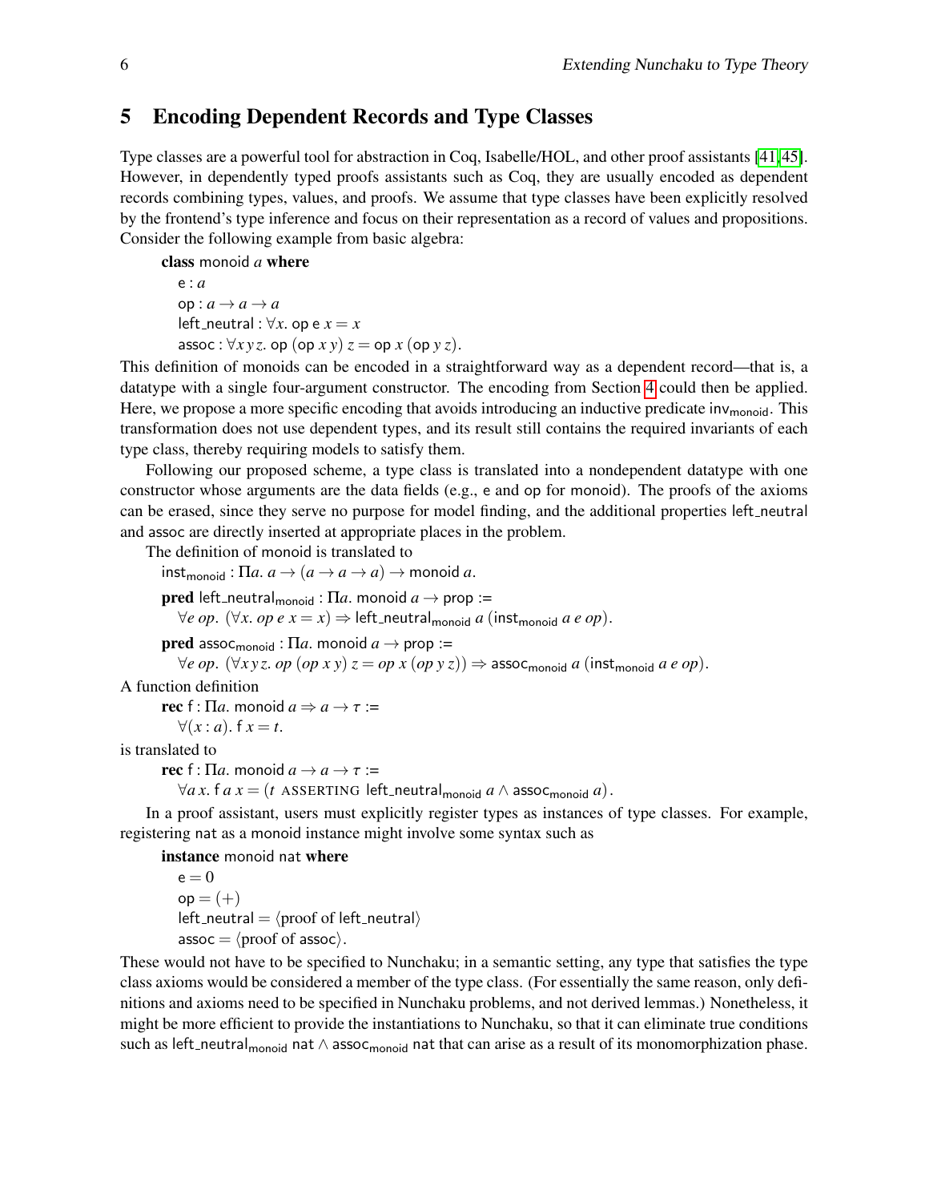## 5 Encoding Dependent Records and Type Classes

Type classes are a powerful tool for abstraction in Coq, Isabelle/HOL, and other proof assistants [41,45]. However, in dependently typed proofs assistants such as Coq, they are usually encoded as dependent records combining types, values, and proofs. We assume that type classes have been explicitly resolved by the frontend's type inference and focus on their representation as a record of values and propositions. Consider the following example from basic algebra:

$\textbf{class}$ $\mathsf{monoid}\ a$ $\textbf{where}$
  $\mathsf{e} : a$
  $\mathsf{op} : a \to a \to a$
  $\mathsf{left\_neutral} : \forall x.\ \mathsf{op}\ \mathsf{e}\ x = x$
  $\mathsf{assoc} : \forall x\, y\, z.\ \mathsf{op}\ (\mathsf{op}\ x\ y)\ z = \mathsf{op}\ x\ (\mathsf{op}\ y\ z).$

This definition of monoids can be encoded in a straightforward way as a dependent record—that is, a datatype with a single four-argument constructor. The encoding from Section 4 could then be applied. Here, we propose a more specific encoding that avoids introducing an inductive predicate $\mathsf{inv}_{\mathsf{monoid}}$. This transformation does not use dependent types, and its result still contains the required invariants of each type class, thereby requiring models to satisfy them.

Following our proposed scheme, a type class is translated into a nondependent datatype with one constructor whose arguments are the data fields (e.g., e and op for monoid). The proofs of the axioms can be erased, since they serve no purpose for model finding, and the additional properties left_neutral and assoc are directly inserted at appropriate places in the problem.

The definition of monoid is translated to

  $\mathsf{inst}_{\mathsf{monoid}} : \Pi a.\ a \to (a \to a \to a) \to \mathsf{monoid}\ a.$

  $\textbf{pred}$ $\mathsf{left\_neutral}_{\mathsf{monoid}} : \Pi a.\ \mathsf{monoid}\ a \to \mathsf{prop} :=$
    $\forall e\ op.\ (\forall x.\ op\ e\ x = x) \Rightarrow \mathsf{left\_neutral}_{\mathsf{monoid}}\ a\ (\mathsf{inst}_{\mathsf{monoid}}\ a\ e\ op).$

  $\textbf{pred}$ $\mathsf{assoc}_{\mathsf{monoid}} : \Pi a.\ \mathsf{monoid}\ a \to \mathsf{prop} :=$
    $\forall e\ op.\ (\forall x\, y\, z.\ op\ (op\ x\ y)\ z = op\ x\ (op\ y\ z)) \Rightarrow \mathsf{assoc}_{\mathsf{monoid}}\ a\ (\mathsf{inst}_{\mathsf{monoid}}\ a\ e\ op).$

A function definition

  $\textbf{rec}$ $\mathsf{f} : \Pi a.\ \mathsf{monoid}\ a \Rightarrow a \to \tau :=$
    $\forall (x : a).\ \mathsf{f}\ x = t.$

is translated to

  $\textbf{rec}$ $\mathsf{f} : \Pi a.\ \mathsf{monoid}\ a \to a \to \tau :=$
    $\forall a\, x.\ \mathsf{f}\ a\ x = (t\ \text{ASSERTING}\ \mathsf{left\_neutral}_{\mathsf{monoid}}\ a \wedge \mathsf{assoc}_{\mathsf{monoid}}\ a).$

In a proof assistant, users must explicitly register types as instances of type classes. For example, registering nat as a monoid instance might involve some syntax such as

  $\textbf{instance}$ $\mathsf{monoid}\ \mathsf{nat}$ $\textbf{where}$
    $\mathsf{e} = 0$
    $\mathsf{op} = (+)$
    $\mathsf{left\_neutral} = \langle\text{proof of } \mathsf{left\_neutral}\rangle$
    $\mathsf{assoc} = \langle\text{proof of } \mathsf{assoc}\rangle.$

These would not have to be specified to Nunchaku; in a semantic setting, any type that satisfies the type class axioms would be considered a member of the type class. (For essentially the same reason, only definitions and axioms need to be specified in Nunchaku problems, and not derived lemmas.) Nonetheless, it might be more efficient to provide the instantiations to Nunchaku, so that it can eliminate true conditions such as $\mathsf{left\_neutral}_{\mathsf{monoid}}\ \mathsf{nat} \wedge \mathsf{assoc}_{\mathsf{monoid}}\ \mathsf{nat}$ that can arise as a result of its monomorphization phase.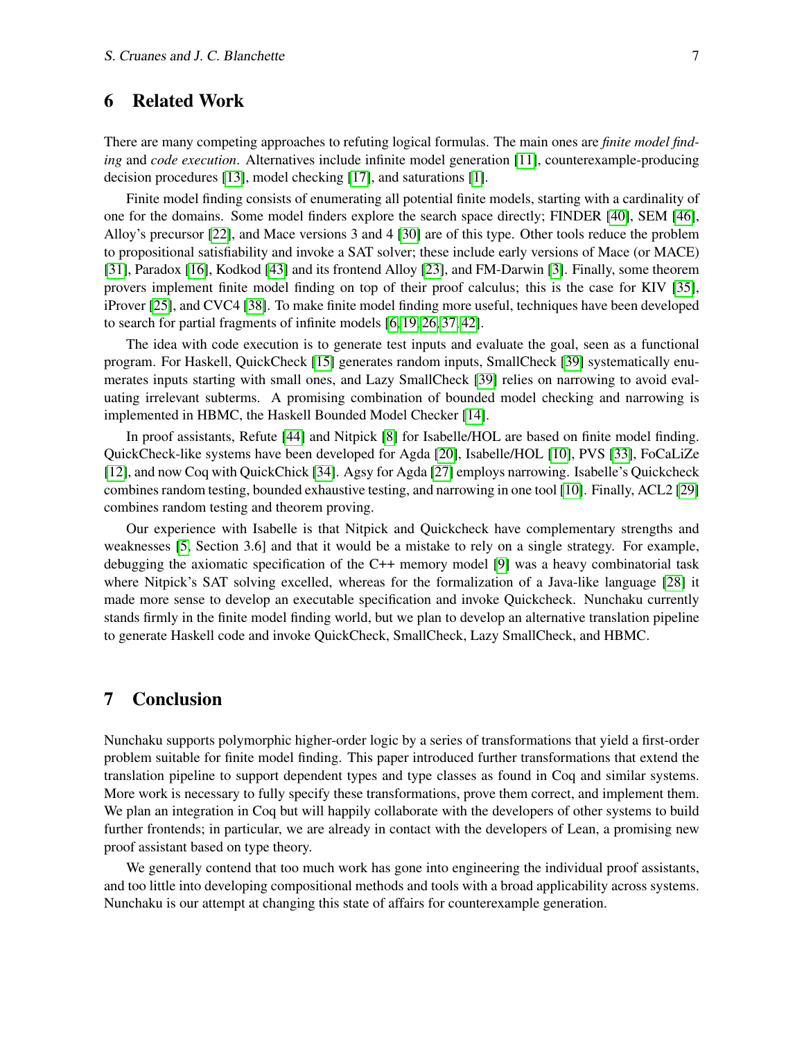## 6 Related Work

There are many competing approaches to refuting logical formulas. The main ones are *finite model finding* and *code execution*. Alternatives include infinite model generation [11], counterexample-producing decision procedures [13], model checking [17], and saturations [1].

Finite model finding consists of enumerating all potential finite models, starting with a cardinality of one for the domains. Some model finders explore the search space directly; FINDER [40], SEM [46], Alloy's precursor [22], and Mace versions 3 and 4 [30] are of this type. Other tools reduce the problem to propositional satisfiability and invoke a SAT solver; these include early versions of Mace (or MACE) [31], Paradox [16], Kodkod [43] and its frontend Alloy [23], and FM-Darwin [3]. Finally, some theorem provers implement finite model finding on top of their proof calculus; this is the case for KIV [35], iProver [25], and CVC4 [38]. To make finite model finding more useful, techniques have been developed to search for partial fragments of infinite models [6,19,26,37,42].

The idea with code execution is to generate test inputs and evaluate the goal, seen as a functional program. For Haskell, QuickCheck [15] generates random inputs, SmallCheck [39] systematically enumerates inputs starting with small ones, and Lazy SmallCheck [39] relies on narrowing to avoid evaluating irrelevant subterms. A promising combination of bounded model checking and narrowing is implemented in HBMC, the Haskell Bounded Model Checker [14].

In proof assistants, Refute [44] and Nitpick [8] for Isabelle/HOL are based on finite model finding. QuickCheck-like systems have been developed for Agda [20], Isabelle/HOL [10], PVS [33], FoCaLiZe [12], and now Coq with QuickChick [34]. Agsy for Agda [27] employs narrowing. Isabelle's Quickcheck combines random testing, bounded exhaustive testing, and narrowing in one tool [10]. Finally, ACL2 [29] combines random testing and theorem proving.

Our experience with Isabelle is that Nitpick and Quickcheck have complementary strengths and weaknesses [5, Section 3.6] and that it would be a mistake to rely on a single strategy. For example, debugging the axiomatic specification of the C++ memory model [9] was a heavy combinatorial task where Nitpick's SAT solving excelled, whereas for the formalization of a Java-like language [28] it made more sense to develop an executable specification and invoke Quickcheck. Nunchaku currently stands firmly in the finite model finding world, but we plan to develop an alternative translation pipeline to generate Haskell code and invoke QuickCheck, SmallCheck, Lazy SmallCheck, and HBMC.

## 7 Conclusion

Nunchaku supports polymorphic higher-order logic by a series of transformations that yield a first-order problem suitable for finite model finding. This paper introduced further transformations that extend the translation pipeline to support dependent types and type classes as found in Coq and similar systems. More work is necessary to fully specify these transformations, prove them correct, and implement them. We plan an integration in Coq but will happily collaborate with the developers of other systems to build further frontends; in particular, we are already in contact with the developers of Lean, a promising new proof assistant based on type theory.

We generally contend that too much work has gone into engineering the individual proof assistants, and too little into developing compositional methods and tools with a broad applicability across systems. Nunchaku is our attempt at changing this state of affairs for counterexample generation.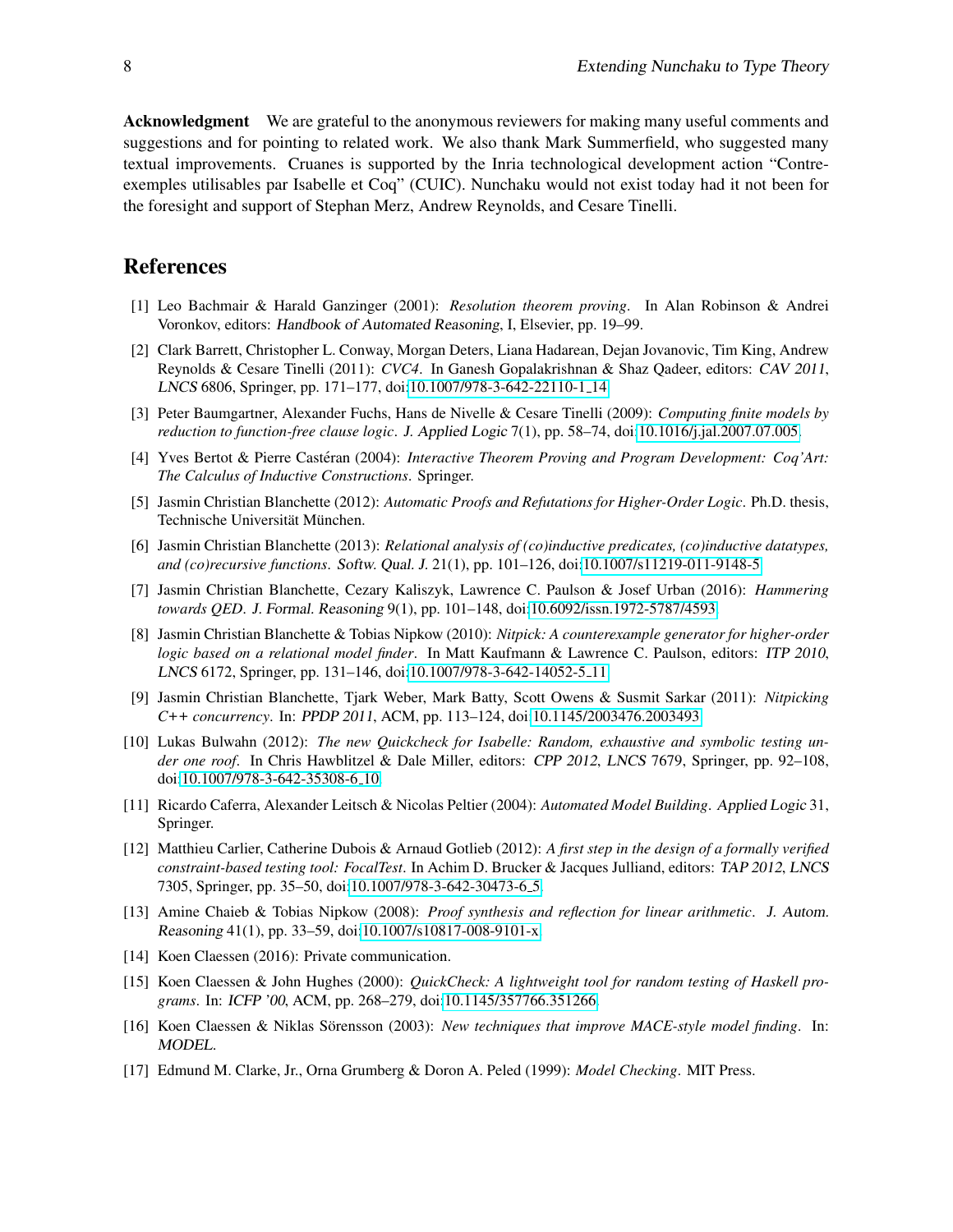**Acknowledgment** We are grateful to the anonymous reviewers for making many useful comments and suggestions and for pointing to related work. We also thank Mark Summerfield, who suggested many textual improvements. Cruanes is supported by the Inria technological development action "Contre-exemples utilisables par Isabelle et Coq" (CUIC). Nunchaku would not exist today had it not been for the foresight and support of Stephan Merz, Andrew Reynolds, and Cesare Tinelli.

## References

[1] Leo Bachmair & Harald Ganzinger (2001): *Resolution theorem proving*. In Alan Robinson & Andrei Voronkov, editors: Handbook of Automated Reasoning, I, Elsevier, pp. 19–99.

[2] Clark Barrett, Christopher L. Conway, Morgan Deters, Liana Hadarean, Dejan Jovanovic, Tim King, Andrew Reynolds & Cesare Tinelli (2011): *CVC4*. In Ganesh Gopalakrishnan & Shaz Qadeer, editors: *CAV 2011*, *LNCS* 6806, Springer, pp. 171–177, doi:10.1007/978-3-642-22110-1_14.

[3] Peter Baumgartner, Alexander Fuchs, Hans de Nivelle & Cesare Tinelli (2009): *Computing finite models by reduction to function-free clause logic*. J. Applied Logic 7(1), pp. 58–74, doi:10.1016/j.jal.2007.07.005.

[4] Yves Bertot & Pierre Castéran (2004): *Interactive Theorem Proving and Program Development: Coq'Art: The Calculus of Inductive Constructions*. Springer.

[5] Jasmin Christian Blanchette (2012): *Automatic Proofs and Refutations for Higher-Order Logic*. Ph.D. thesis, Technische Universität München.

[6] Jasmin Christian Blanchette (2013): *Relational analysis of (co)inductive predicates, (co)inductive datatypes, and (co)recursive functions*. Softw. Qual. J. 21(1), pp. 101–126, doi:10.1007/s11219-011-9148-5.

[7] Jasmin Christian Blanchette, Cezary Kaliszyk, Lawrence C. Paulson & Josef Urban (2016): *Hammering towards QED*. J. Formal. Reasoning 9(1), pp. 101–148, doi:10.6092/issn.1972-5787/4593.

[8] Jasmin Christian Blanchette & Tobias Nipkow (2010): *Nitpick: A counterexample generator for higher-order logic based on a relational model finder*. In Matt Kaufmann & Lawrence C. Paulson, editors: *ITP 2010*, *LNCS* 6172, Springer, pp. 131–146, doi:10.1007/978-3-642-14052-5_11.

[9] Jasmin Christian Blanchette, Tjark Weber, Mark Batty, Scott Owens & Susmit Sarkar (2011): *Nitpicking C++ concurrency*. In: *PPDP 2011*, ACM, pp. 113–124, doi:10.1145/2003476.2003493.

[10] Lukas Bulwahn (2012): *The new Quickcheck for Isabelle: Random, exhaustive and symbolic testing under one roof*. In Chris Hawblitzel & Dale Miller, editors: *CPP 2012*, *LNCS* 7679, Springer, pp. 92–108, doi:10.1007/978-3-642-35308-6_10.

[11] Ricardo Caferra, Alexander Leitsch & Nicolas Peltier (2004): *Automated Model Building*. Applied Logic 31, Springer.

[12] Matthieu Carlier, Catherine Dubois & Arnaud Gotlieb (2012): *A first step in the design of a formally verified constraint-based testing tool: FocalTest*. In Achim D. Brucker & Jacques Julliand, editors: *TAP 2012*, *LNCS* 7305, Springer, pp. 35–50, doi:10.1007/978-3-642-30473-6_5.

[13] Amine Chaieb & Tobias Nipkow (2008): *Proof synthesis and reflection for linear arithmetic*. J. Autom. Reasoning 41(1), pp. 33–59, doi:10.1007/s10817-008-9101-x.

[14] Koen Claessen (2016): Private communication.

[15] Koen Claessen & John Hughes (2000): *QuickCheck: A lightweight tool for random testing of Haskell programs*. In: *ICFP '00*, ACM, pp. 268–279, doi:10.1145/357766.351266.

[16] Koen Claessen & Niklas Sörensson (2003): *New techniques that improve MACE-style model finding*. In: MODEL.

[17] Edmund M. Clarke, Jr., Orna Grumberg & Doron A. Peled (1999): *Model Checking*. MIT Press.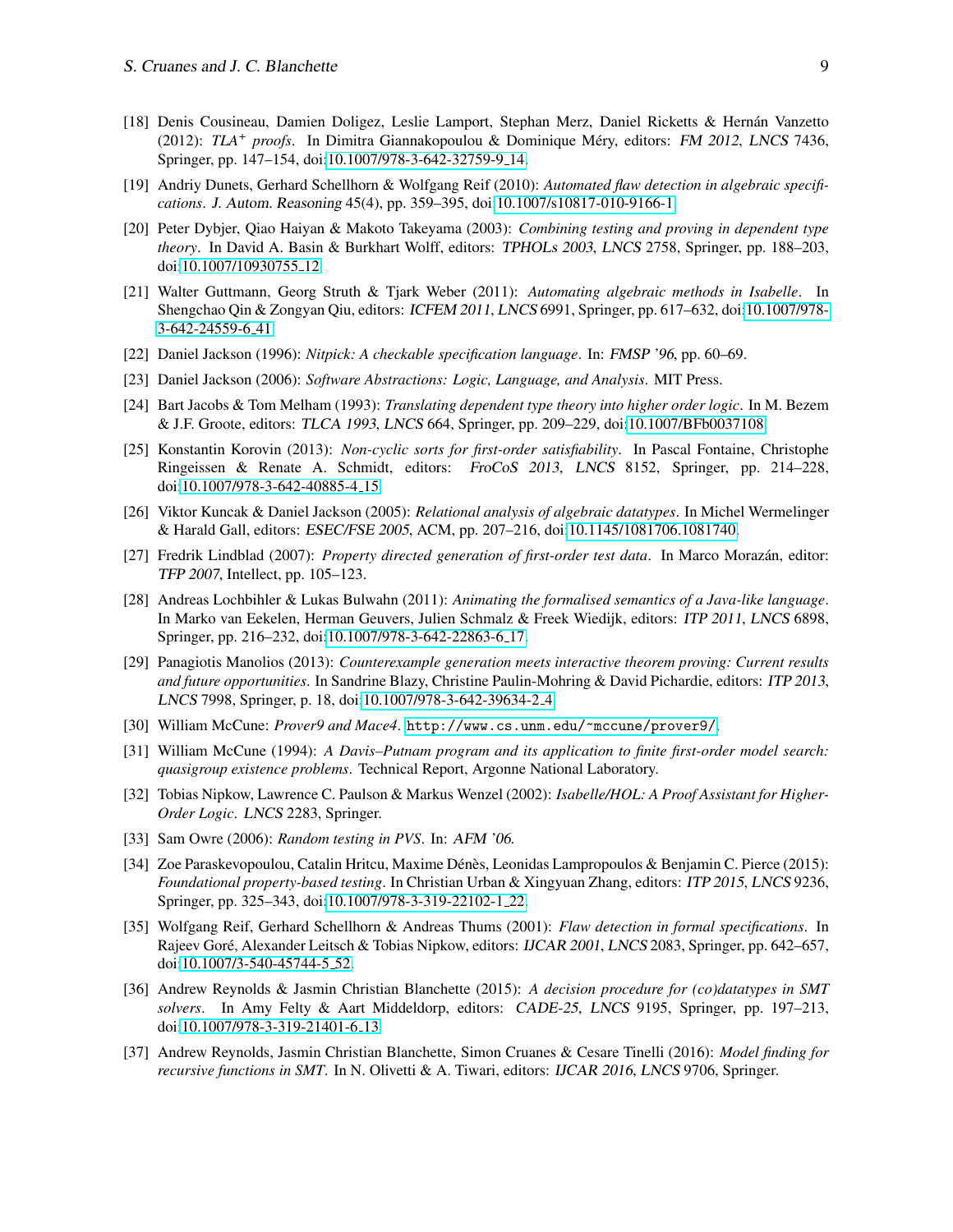[18] Denis Cousineau, Damien Doligez, Leslie Lamport, Stephan Merz, Daniel Ricketts & Hernán Vanzetto (2012): *TLA$^+$ proofs*. In Dimitra Giannakopoulou & Dominique Méry, editors: *FM 2012*, *LNCS* 7436, Springer, pp. 147–154, doi:10.1007/978-3-642-32759-9_14.

[19] Andriy Dunets, Gerhard Schellhorn & Wolfgang Reif (2010): *Automated flaw detection in algebraic specifications*. J. Autom. Reasoning 45(4), pp. 359–395, doi:10.1007/s10817-010-9166-1.

[20] Peter Dybjer, Qiao Haiyan & Makoto Takeyama (2003): *Combining testing and proving in dependent type theory*. In David A. Basin & Burkhart Wolff, editors: *TPHOLs 2003*, *LNCS* 2758, Springer, pp. 188–203, doi:10.1007/10930755_12.

[21] Walter Guttmann, Georg Struth & Tjark Weber (2011): *Automating algebraic methods in Isabelle*. In Shengchao Qin & Zongyan Qiu, editors: *ICFEM 2011*, *LNCS* 6991, Springer, pp. 617–632, doi:10.1007/978-3-642-24559-6_41.

[22] Daniel Jackson (1996): *Nitpick: A checkable specification language*. In: *FMSP '96*, pp. 60–69.

[23] Daniel Jackson (2006): *Software Abstractions: Logic, Language, and Analysis*. MIT Press.

[24] Bart Jacobs & Tom Melham (1993): *Translating dependent type theory into higher order logic*. In M. Bezem & J.F. Groote, editors: *TLCA 1993*, *LNCS* 664, Springer, pp. 209–229, doi:10.1007/BFb0037108.

[25] Konstantin Korovin (2013): *Non-cyclic sorts for first-order satisfiability*. In Pascal Fontaine, Christophe Ringeissen & Renate A. Schmidt, editors: *FroCoS 2013*, *LNCS* 8152, Springer, pp. 214–228, doi:10.1007/978-3-642-40885-4_15.

[26] Viktor Kuncak & Daniel Jackson (2005): *Relational analysis of algebraic datatypes*. In Michel Wermelinger & Harald Gall, editors: *ESEC/FSE 2005*, ACM, pp. 207–216, doi:10.1145/1081706.1081740.

[27] Fredrik Lindblad (2007): *Property directed generation of first-order test data*. In Marco Morazán, editor: *TFP 2007*, Intellect, pp. 105–123.

[28] Andreas Lochbihler & Lukas Bulwahn (2011): *Animating the formalised semantics of a Java-like language*. In Marko van Eekelen, Herman Geuvers, Julien Schmalz & Freek Wiedijk, editors: *ITP 2011*, *LNCS* 6898, Springer, pp. 216–232, doi:10.1007/978-3-642-22863-6_17.

[29] Panagiotis Manolios (2013): *Counterexample generation meets interactive theorem proving: Current results and future opportunities*. In Sandrine Blazy, Christine Paulin-Mohring & David Pichardie, editors: *ITP 2013*, *LNCS* 7998, Springer, p. 18, doi:10.1007/978-3-642-39634-2_4.

[30] William McCune: *Prover9 and Mace4*. `http://www.cs.unm.edu/~mccune/prover9/`.

[31] William McCune (1994): *A Davis–Putnam program and its application to finite first-order model search: quasigroup existence problems*. Technical Report, Argonne National Laboratory.

[32] Tobias Nipkow, Lawrence C. Paulson & Markus Wenzel (2002): *Isabelle/HOL: A Proof Assistant for Higher-Order Logic*. *LNCS* 2283, Springer.

[33] Sam Owre (2006): *Random testing in PVS*. In: *AFM '06*.

[34] Zoe Paraskevopoulou, Catalin Hritcu, Maxime Dénès, Leonidas Lampropoulos & Benjamin C. Pierce (2015): *Foundational property-based testing*. In Christian Urban & Xingyuan Zhang, editors: *ITP 2015*, *LNCS* 9236, Springer, pp. 325–343, doi:10.1007/978-3-319-22102-1_22.

[35] Wolfgang Reif, Gerhard Schellhorn & Andreas Thums (2001): *Flaw detection in formal specifications*. In Rajeev Goré, Alexander Leitsch & Tobias Nipkow, editors: *IJCAR 2001*, *LNCS* 2083, Springer, pp. 642–657, doi:10.1007/3-540-45744-5_52.

[36] Andrew Reynolds & Jasmin Christian Blanchette (2015): *A decision procedure for (co)datatypes in SMT solvers*. In Amy Felty & Aart Middeldorp, editors: *CADE-25*, *LNCS* 9195, Springer, pp. 197–213, doi:10.1007/978-3-319-21401-6_13.

[37] Andrew Reynolds, Jasmin Christian Blanchette, Simon Cruanes & Cesare Tinelli (2016): *Model finding for recursive functions in SMT*. In N. Olivetti & A. Tiwari, editors: *IJCAR 2016*, *LNCS* 9706, Springer.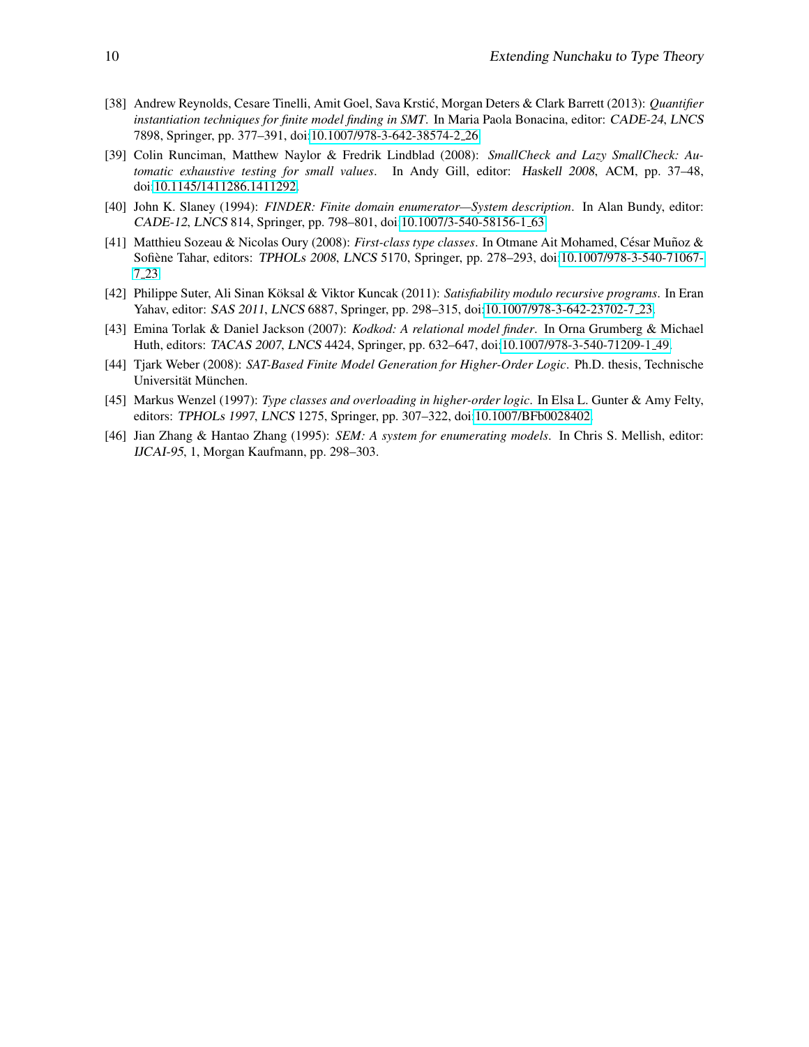- [38] Andrew Reynolds, Cesare Tinelli, Amit Goel, Sava Krstić, Morgan Deters & Clark Barrett (2013): *Quantifier instantiation techniques for finite model finding in SMT*. In Maria Paola Bonacina, editor: *CADE-24*, *LNCS* 7898, Springer, pp. 377–391, doi:10.1007/978-3-642-38574-2_26.
- [39] Colin Runciman, Matthew Naylor & Fredrik Lindblad (2008): *SmallCheck and Lazy SmallCheck: Automatic exhaustive testing for small values*. In Andy Gill, editor: *Haskell 2008*, ACM, pp. 37–48, doi:10.1145/1411286.1411292.
- [40] John K. Slaney (1994): *FINDER: Finite domain enumerator—System description*. In Alan Bundy, editor: *CADE-12*, *LNCS* 814, Springer, pp. 798–801, doi:10.1007/3-540-58156-1_63.
- [41] Matthieu Sozeau & Nicolas Oury (2008): *First-class type classes*. In Otmane Ait Mohamed, César Muñoz & Sofiène Tahar, editors: *TPHOLs 2008*, *LNCS* 5170, Springer, pp. 278–293, doi:10.1007/978-3-540-71067-7_23.
- [42] Philippe Suter, Ali Sinan Köksal & Viktor Kuncak (2011): *Satisfiability modulo recursive programs*. In Eran Yahav, editor: *SAS 2011*, *LNCS* 6887, Springer, pp. 298–315, doi:10.1007/978-3-642-23702-7_23.
- [43] Emina Torlak & Daniel Jackson (2007): *Kodkod: A relational model finder*. In Orna Grumberg & Michael Huth, editors: *TACAS 2007*, *LNCS* 4424, Springer, pp. 632–647, doi:10.1007/978-3-540-71209-1_49.
- [44] Tjark Weber (2008): *SAT-Based Finite Model Generation for Higher-Order Logic*. Ph.D. thesis, Technische Universität München.
- [45] Markus Wenzel (1997): *Type classes and overloading in higher-order logic*. In Elsa L. Gunter & Amy Felty, editors: *TPHOLs 1997*, *LNCS* 1275, Springer, pp. 307–322, doi:10.1007/BFb0028402.
- [46] Jian Zhang & Hantao Zhang (1995): *SEM: A system for enumerating models*. In Chris S. Mellish, editor: *IJCAI-95*, 1, Morgan Kaufmann, pp. 298–303.